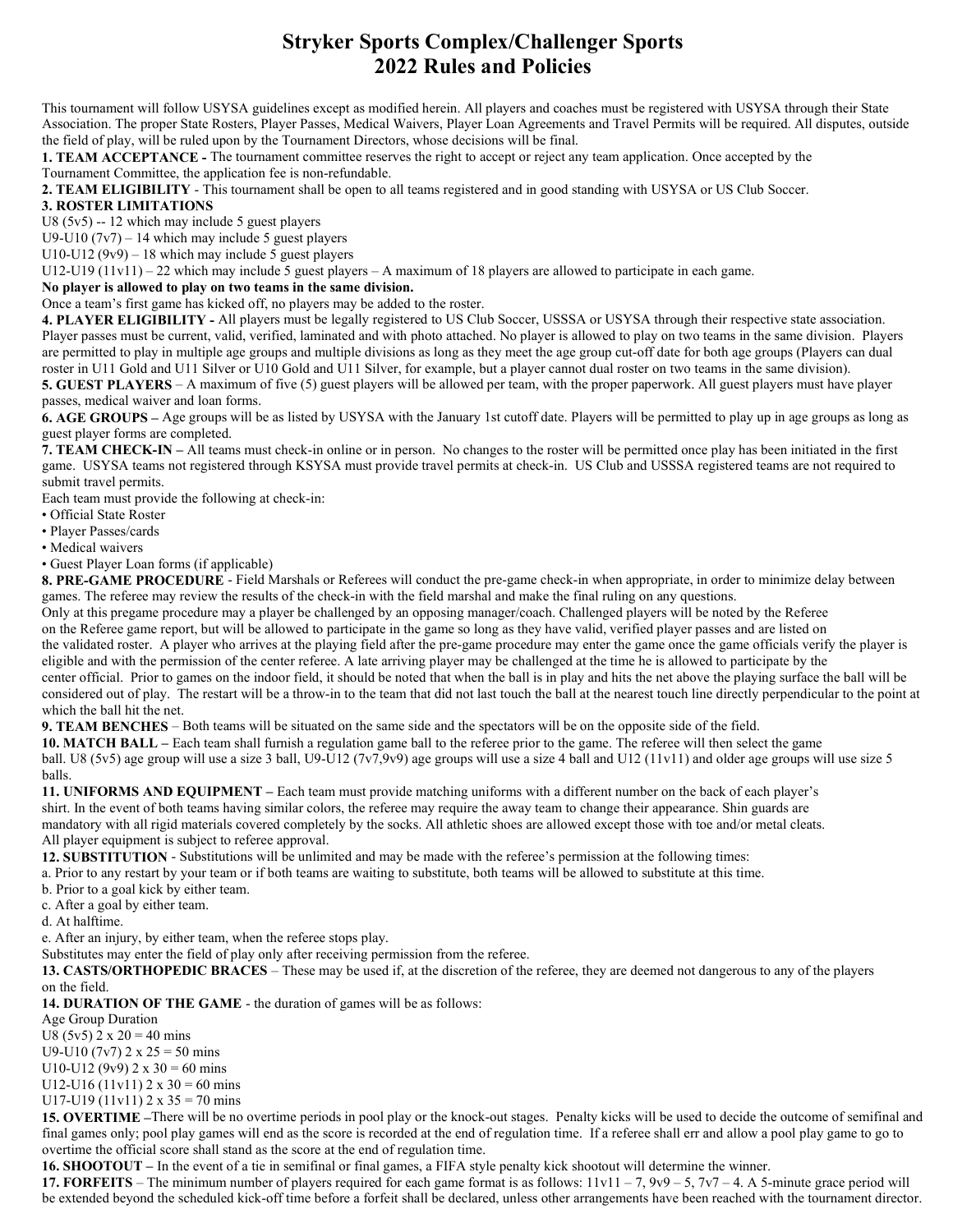# Stryker Sports Complex/Challenger Sports
# 2022 Rules and Policies

This tournament will follow USYSA guidelines except as modified herein. All players and coaches must be registered with USYSA through their State Association. The proper State Rosters, Player Passes, Medical Waivers, Player Loan Agreements and Travel Permits will be required. All disputes, outside the field of play, will be ruled upon by the Tournament Directors, whose decisions will be final.

**1. TEAM ACCEPTANCE -** The tournament committee reserves the right to accept or reject any team application. Once accepted by the Tournament Committee, the application fee is non-refundable.

**2. TEAM ELIGIBILITY** - This tournament shall be open to all teams registered and in good standing with USYSA or US Club Soccer.

**3. ROSTER LIMITATIONS**

U8 (5v5) -- 12 which may include 5 guest players

U9-U10 (7v7) – 14 which may include 5 guest players

U10-U12 (9v9) – 18 which may include 5 guest players

U12-U19 (11v11) – 22 which may include 5 guest players – A maximum of 18 players are allowed to participate in each game.

**No player is allowed to play on two teams in the same division.**

Once a team's first game has kicked off, no players may be added to the roster.

**4. PLAYER ELIGIBILITY -** All players must be legally registered to US Club Soccer, USSSA or USYSA through their respective state association. Player passes must be current, valid, verified, laminated and with photo attached. No player is allowed to play on two teams in the same division. Players are permitted to play in multiple age groups and multiple divisions as long as they meet the age group cut-off date for both age groups (Players can dual roster in U11 Gold and U11 Silver or U10 Gold and U11 Silver, for example, but a player cannot dual roster on two teams in the same division).

**5. GUEST PLAYERS** – A maximum of five (5) guest players will be allowed per team, with the proper paperwork. All guest players must have player passes, medical waiver and loan forms.

**6. AGE GROUPS –** Age groups will be as listed by USYSA with the January 1st cutoff date. Players will be permitted to play up in age groups as long as guest player forms are completed.

**7. TEAM CHECK-IN –** All teams must check-in online or in person. No changes to the roster will be permitted once play has been initiated in the first game. USYSA teams not registered through KSYSA must provide travel permits at check-in. US Club and USSSA registered teams are not required to submit travel permits.

Each team must provide the following at check-in:

- Official State Roster
- Player Passes/cards
- Medical waivers
- Guest Player Loan forms (if applicable)

**8. PRE-GAME PROCEDURE** - Field Marshals or Referees will conduct the pre-game check-in when appropriate, in order to minimize delay between games. The referee may review the results of the check-in with the field marshal and make the final ruling on any questions.

Only at this pregame procedure may a player be challenged by an opposing manager/coach. Challenged players will be noted by the Referee on the Referee game report, but will be allowed to participate in the game so long as they have valid, verified player passes and are listed on the validated roster. A player who arrives at the playing field after the pre-game procedure may enter the game once the game officials verify the player is eligible and with the permission of the center referee. A late arriving player may be challenged at the time he is allowed to participate by the center official. Prior to games on the indoor field, it should be noted that when the ball is in play and hits the net above the playing surface the ball will be considered out of play. The restart will be a throw-in to the team that did not last touch the ball at the nearest touch line directly perpendicular to the point at which the ball hit the net.

**9. TEAM BENCHES** – Both teams will be situated on the same side and the spectators will be on the opposite side of the field.

**10. MATCH BALL –** Each team shall furnish a regulation game ball to the referee prior to the game. The referee will then select the game ball. U8 (5v5) age group will use a size 3 ball, U9-U12 (7v7,9v9) age groups will use a size 4 ball and U12 (11v11) and older age groups will use size 5 balls.

**11. UNIFORMS AND EQUIPMENT –** Each team must provide matching uniforms with a different number on the back of each player's shirt. In the event of both teams having similar colors, the referee may require the away team to change their appearance. Shin guards are mandatory with all rigid materials covered completely by the socks. All athletic shoes are allowed except those with toe and/or metal cleats. All player equipment is subject to referee approval.

**12. SUBSTITUTION** - Substitutions will be unlimited and may be made with the referee's permission at the following times:

a. Prior to any restart by your team or if both teams are waiting to substitute, both teams will be allowed to substitute at this time.

b. Prior to a goal kick by either team.

c. After a goal by either team.

d. At halftime.

e. After an injury, by either team, when the referee stops play.

Substitutes may enter the field of play only after receiving permission from the referee.

**13. CASTS/ORTHOPEDIC BRACES** – These may be used if, at the discretion of the referee, they are deemed not dangerous to any of the players on the field.

**14. DURATION OF THE GAME** - the duration of games will be as follows:

Age Group Duration

U8 (5v5) 2 x 20 = 40 mins

U9-U10 (7v7) 2 x 25 = 50 mins

U10-U12 (9v9) 2 x 30 = 60 mins

U12-U16 (11v11) 2 x 30 = 60 mins

U17-U19 (11v11) 2 x 35 = 70 mins

**15. OVERTIME –**There will be no overtime periods in pool play or the knock-out stages. Penalty kicks will be used to decide the outcome of semifinal and final games only; pool play games will end as the score is recorded at the end of regulation time. If a referee shall err and allow a pool play game to go to overtime the official score shall stand as the score at the end of regulation time.

**16. SHOOTOUT –** In the event of a tie in semifinal or final games, a FIFA style penalty kick shootout will determine the winner.

**17. FORFEITS** – The minimum number of players required for each game format is as follows: 11v11 – 7, 9v9 – 5, 7v7 – 4. A 5-minute grace period will be extended beyond the scheduled kick-off time before a forfeit shall be declared, unless other arrangements have been reached with the tournament director.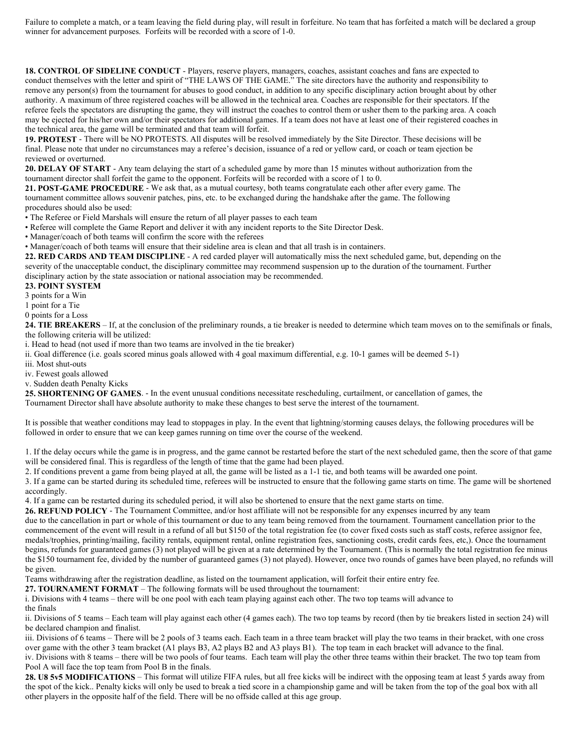Failure to complete a match, or a team leaving the field during play, will result in forfeiture. No team that has forfeited a match will be declared a group winner for advancement purposes. Forfeits will be recorded with a score of 1-0.

**18. CONTROL OF SIDELINE CONDUCT** - Players, reserve players, managers, coaches, assistant coaches and fans are expected to conduct themselves with the letter and spirit of "THE LAWS OF THE GAME." The site directors have the authority and responsibility to remove any person(s) from the tournament for abuses to good conduct, in addition to any specific disciplinary action brought about by other authority. A maximum of three registered coaches will be allowed in the technical area. Coaches are responsible for their spectators. If the referee feels the spectators are disrupting the game, they will instruct the coaches to control them or usher them to the parking area. A coach may be ejected for his/her own and/or their spectators for additional games. If a team does not have at least one of their registered coaches in the technical area, the game will be terminated and that team will forfeit.

**19. PROTEST** - There will be NO PROTESTS. All disputes will be resolved immediately by the Site Director. These decisions will be final. Please note that under no circumstances may a referee's decision, issuance of a red or yellow card, or coach or team ejection be reviewed or overturned.

**20. DELAY OF START** - Any team delaying the start of a scheduled game by more than 15 minutes without authorization from the tournament director shall forfeit the game to the opponent. Forfeits will be recorded with a score of 1 to 0.

**21. POST-GAME PROCEDURE** - We ask that, as a mutual courtesy, both teams congratulate each other after every game. The tournament committee allows souvenir patches, pins, etc. to be exchanged during the handshake after the game. The following procedures should also be used:

- The Referee or Field Marshals will ensure the return of all player passes to each team
- Referee will complete the Game Report and deliver it with any incident reports to the Site Director Desk.
- Manager/coach of both teams will confirm the score with the referees
- Manager/coach of both teams will ensure that their sideline area is clean and that all trash is in containers.

**22. RED CARDS AND TEAM DISCIPLINE** - A red carded player will automatically miss the next scheduled game, but, depending on the severity of the unacceptable conduct, the disciplinary committee may recommend suspension up to the duration of the tournament. Further disciplinary action by the state association or national association may be recommended.

**23. POINT SYSTEM**

3 points for a Win
1 point for a Tie
0 points for a Loss

**24. TIE BREAKERS** – If, at the conclusion of the preliminary rounds, a tie breaker is needed to determine which team moves on to the semifinals or finals, the following criteria will be utilized:

i. Head to head (not used if more than two teams are involved in the tie breaker)
ii. Goal difference (i.e. goals scored minus goals allowed with 4 goal maximum differential, e.g. 10-1 games will be deemed 5-1)
iii. Most shut-outs
iv. Fewest goals allowed
v. Sudden death Penalty Kicks

**25. SHORTENING OF GAMES**. - In the event unusual conditions necessitate rescheduling, curtailment, or cancellation of games, the Tournament Director shall have absolute authority to make these changes to best serve the interest of the tournament.

It is possible that weather conditions may lead to stoppages in play. In the event that lightning/storming causes delays, the following procedures will be followed in order to ensure that we can keep games running on time over the course of the weekend.

1. If the delay occurs while the game is in progress, and the game cannot be restarted before the start of the next scheduled game, then the score of that game will be considered final. This is regardless of the length of time that the game had been played.
2. If conditions prevent a game from being played at all, the game will be listed as a 1-1 tie, and both teams will be awarded one point.
3. If a game can be started during its scheduled time, referees will be instructed to ensure that the following game starts on time. The game will be shortened accordingly.
4. If a game can be restarted during its scheduled period, it will also be shortened to ensure that the next game starts on time.

**26. REFUND POLICY** - The Tournament Committee, and/or host affiliate will not be responsible for any expenses incurred by any team due to the cancellation in part or whole of this tournament or due to any team being removed from the tournament. Tournament cancellation prior to the commencement of the event will result in a refund of all but $150 of the total registration fee (to cover fixed costs such as staff costs, referee assignor fee, medals/trophies, printing/mailing, facility rentals, equipment rental, online registration fees, sanctioning costs, credit cards fees, etc,). Once the tournament begins, refunds for guaranteed games (3) not played will be given at a rate determined by the Tournament. (This is normally the total registration fee minus the $150 tournament fee, divided by the number of guaranteed games (3) not played). However, once two rounds of games have been played, no refunds will be given.

Teams withdrawing after the registration deadline, as listed on the tournament application, will forfeit their entire entry fee.

**27. TOURNAMENT FORMAT** – The following formats will be used throughout the tournament:

i. Divisions with 4 teams – there will be one pool with each team playing against each other. The two top teams will advance to the finals
ii. Divisions of 5 teams – Each team will play against each other (4 games each). The two top teams by record (then by tie breakers listed in section 24) will be declared champion and finalist.
iii. Divisions of 6 teams – There will be 2 pools of 3 teams each. Each team in a three team bracket will play the two teams in their bracket, with one cross over game with the other 3 team bracket (A1 plays B3, A2 plays B2 and A3 plays B1). The top team in each bracket will advance to the final.
iv. Divisions with 8 teams – there will be two pools of four teams. Each team will play the other three teams within their bracket. The two top team from Pool A will face the top team from Pool B in the finals.

**28. U8 5v5 MODIFICATIONS** – This format will utilize FIFA rules, but all free kicks will be indirect with the opposing team at least 5 yards away from the spot of the kick.. Penalty kicks will only be used to break a tied score in a championship game and will be taken from the top of the goal box with all other players in the opposite half of the field. There will be no offside called at this age group.